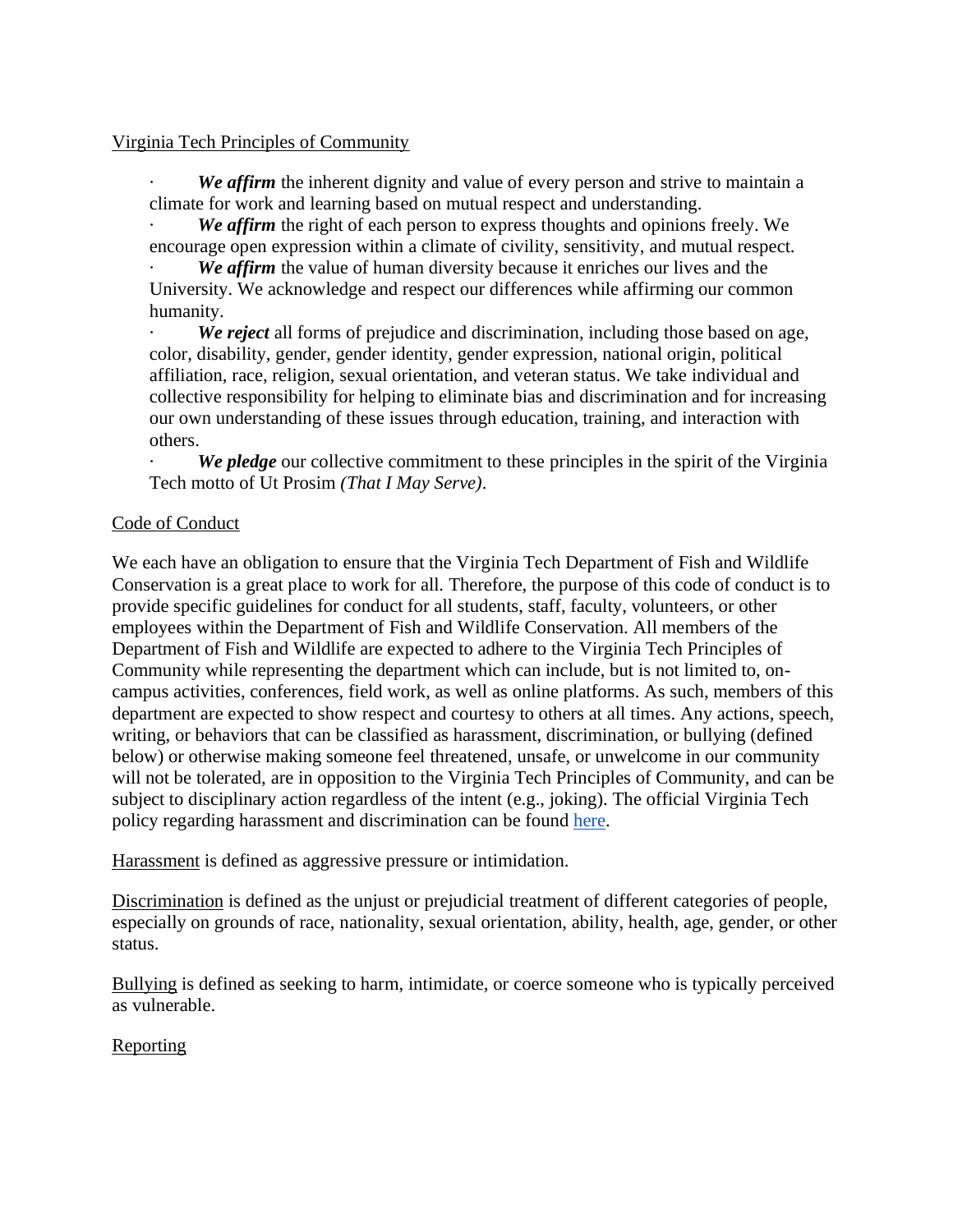Virginia Tech Principles of Community

- ***We affirm*** the inherent dignity and value of every person and strive to maintain a climate for work and learning based on mutual respect and understanding.
- ***We affirm*** the right of each person to express thoughts and opinions freely. We encourage open expression within a climate of civility, sensitivity, and mutual respect.
- ***We affirm*** the value of human diversity because it enriches our lives and the University. We acknowledge and respect our differences while affirming our common humanity.
- ***We reject*** all forms of prejudice and discrimination, including those based on age, color, disability, gender, gender identity, gender expression, national origin, political affiliation, race, religion, sexual orientation, and veteran status. We take individual and collective responsibility for helping to eliminate bias and discrimination and for increasing our own understanding of these issues through education, training, and interaction with others.
- ***We pledge*** our collective commitment to these principles in the spirit of the Virginia Tech motto of Ut Prosim *(That I May Serve)*.

Code of Conduct

We each have an obligation to ensure that the Virginia Tech Department of Fish and Wildlife Conservation is a great place to work for all. Therefore, the purpose of this code of conduct is to provide specific guidelines for conduct for all students, staff, faculty, volunteers, or other employees within the Department of Fish and Wildlife Conservation. All members of the Department of Fish and Wildlife are expected to adhere to the Virginia Tech Principles of Community while representing the department which can include, but is not limited to, on-campus activities, conferences, field work, as well as online platforms. As such, members of this department are expected to show respect and courtesy to others at all times. Any actions, speech, writing, or behaviors that can be classified as harassment, discrimination, or bullying (defined below) or otherwise making someone feel threatened, unsafe, or unwelcome in our community will not be tolerated, are in opposition to the Virginia Tech Principles of Community, and can be subject to disciplinary action regardless of the intent (e.g., joking). The official Virginia Tech policy regarding harassment and discrimination can be found here.

Harassment is defined as aggressive pressure or intimidation.

Discrimination is defined as the unjust or prejudicial treatment of different categories of people, especially on grounds of race, nationality, sexual orientation, ability, health, age, gender, or other status.

Bullying is defined as seeking to harm, intimidate, or coerce someone who is typically perceived as vulnerable.

Reporting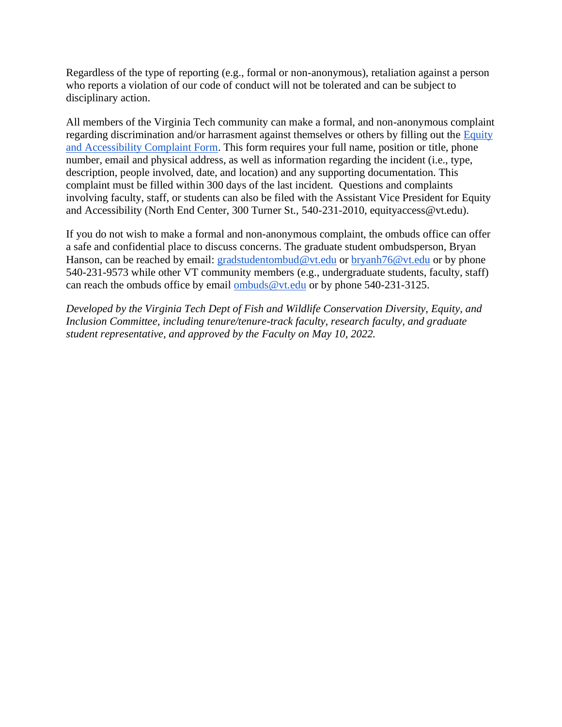Regardless of the type of reporting (e.g., formal or non-anonymous), retaliation against a person who reports a violation of our code of conduct will not be tolerated and can be subject to disciplinary action.

All members of the Virginia Tech community can make a formal, and non-anonymous complaint regarding discrimination and/or harrasment against themselves or others by filling out the [Equity and Accessibility Complaint Form](). This form requires your full name, position or title, phone number, email and physical address, as well as information regarding the incident (i.e., type, description, people involved, date, and location) and any supporting documentation. This complaint must be filled within 300 days of the last incident. Questions and complaints involving faculty, staff, or students can also be filed with the Assistant Vice President for Equity and Accessibility (North End Center, 300 Turner St., 540-231-2010, equityaccess@vt.edu).

If you do not wish to make a formal and non-anonymous complaint, the ombuds office can offer a safe and confidential place to discuss concerns. The graduate student ombudsperson, Bryan Hanson, can be reached by email: gradstudentombud@vt.edu or bryanh76@vt.edu or by phone 540-231-9573 while other VT community members (e.g., undergraduate students, faculty, staff) can reach the ombuds office by email ombuds@vt.edu or by phone 540-231-3125.

*Developed by the Virginia Tech Dept of Fish and Wildlife Conservation Diversity, Equity, and Inclusion Committee, including tenure/tenure-track faculty, research faculty, and graduate student representative, and approved by the Faculty on May 10, 2022.*